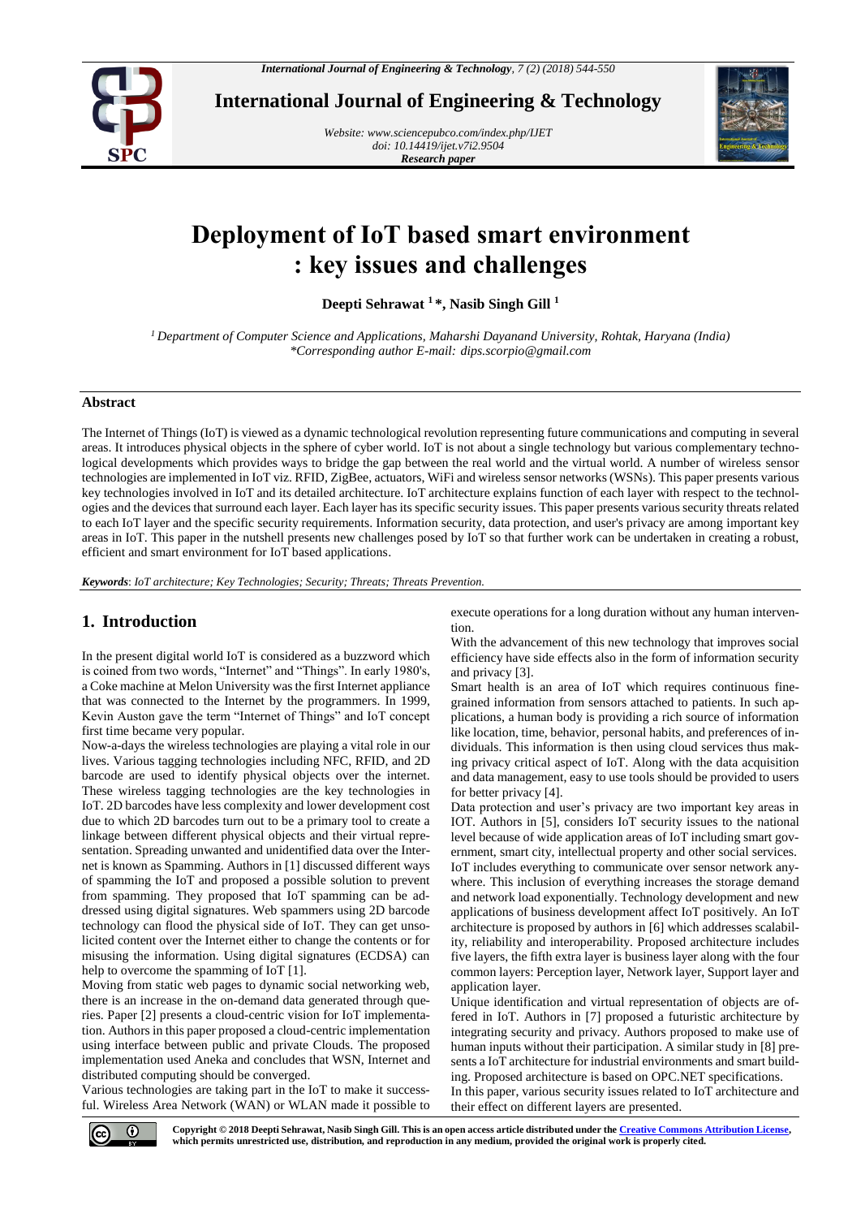# Deployment of IoT based smart environment : key issues and challenges

**Deepti Sehrawat [1] \*, Nasib Singh Gill [1]**

*[1] Department of Computer Science and Applications, Maharshi Dayanand University, Rohtak, Haryana (India)*
*\*Corresponding author E-mail: dips.scorpio@gmail.com*

## Abstract

The Internet of Things (IoT) is viewed as a dynamic technological revolution representing future communications and computing in several areas. It introduces physical objects in the sphere of cyber world. IoT is not about a single technology but various complementary technological developments which provides ways to bridge the gap between the real world and the virtual world. A number of wireless sensor technologies are implemented in IoT viz. RFID, ZigBee, actuators, WiFi and wireless sensor networks (WSNs). This paper presents various key technologies involved in IoT and its detailed architecture. IoT architecture explains function of each layer with respect to the technologies and the devices that surround each layer. Each layer has its specific security issues. This paper presents various security threats related to each IoT layer and the specific security requirements. Information security, data protection, and user's privacy are among important key areas in IoT. This paper in the nutshell presents new challenges posed by IoT so that further work can be undertaken in creating a robust, efficient and smart environment for IoT based applications.

***Keywords***: *IoT architecture; Key Technologies; Security; Threats; Threats Prevention.*

## 1. Introduction

In the present digital world IoT is considered as a buzzword which is coined from two words, "Internet" and "Things". In early 1980's, a Coke machine at Melon University was the first Internet appliance that was connected to the Internet by the programmers. In 1999, Kevin Auston gave the term "Internet of Things" and IoT concept first time became very popular.

Now-a-days the wireless technologies are playing a vital role in our lives. Various tagging technologies including NFC, RFID, and 2D barcode are used to identify physical objects over the internet. These wireless tagging technologies are the key technologies in IoT. 2D barcodes have less complexity and lower development cost due to which 2D barcodes turn out to be a primary tool to create a linkage between different physical objects and their virtual representation. Spreading unwanted and unidentified data over the Internet is known as Spamming. Authors in [1] discussed different ways of spamming the IoT and proposed a possible solution to prevent from spamming. They proposed that IoT spamming can be addressed using digital signatures. Web spammers using 2D barcode technology can flood the physical side of IoT. They can get unsolicited content over the Internet either to change the contents or for misusing the information. Using digital signatures (ECDSA) can help to overcome the spamming of IoT [1].

Moving from static web pages to dynamic social networking web, there is an increase in the on-demand data generated through queries. Paper [2] presents a cloud-centric vision for IoT implementation. Authors in this paper proposed a cloud-centric implementation using interface between public and private Clouds. The proposed implementation used Aneka and concludes that WSN, Internet and distributed computing should be converged.

Various technologies are taking part in the IoT to make it successful. Wireless Area Network (WAN) or WLAN made it possible to execute operations for a long duration without any human intervention.

With the advancement of this new technology that improves social efficiency have side effects also in the form of information security and privacy [3].

Smart health is an area of IoT which requires continuous fine-grained information from sensors attached to patients. In such applications, a human body is providing a rich source of information like location, time, behavior, personal habits, and preferences of individuals. This information is then using cloud services thus making privacy critical aspect of IoT. Along with the data acquisition and data management, easy to use tools should be provided to users for better privacy [4].

Data protection and user's privacy are two important key areas in IOT. Authors in [5], considers IoT security issues to the national level because of wide application areas of IoT including smart government, smart city, intellectual property and other social services. IoT includes everything to communicate over sensor network anywhere. This inclusion of everything increases the storage demand and network load exponentially. Technology development and new applications of business development affect IoT positively. An IoT architecture is proposed by authors in [6] which addresses scalability, reliability and interoperability. Proposed architecture includes five layers, the fifth extra layer is business layer along with the four common layers: Perception layer, Network layer, Support layer and application layer.

Unique identification and virtual representation of objects are offered in IoT. Authors in [7] proposed a futuristic architecture by integrating security and privacy. Authors proposed to make use of human inputs without their participation. A similar study in [8] presents a IoT architecture for industrial environments and smart building. Proposed architecture is based on OPC.NET specifications.

In this paper, various security issues related to IoT architecture and their effect on different layers are presented.

**Copyright © 2018 Deepti Sehrawat, Nasib Singh Gill. This is an open access article distributed under the Creative Commons Attribution License, which permits unrestricted use, distribution, and reproduction in any medium, provided the original work is properly cited.**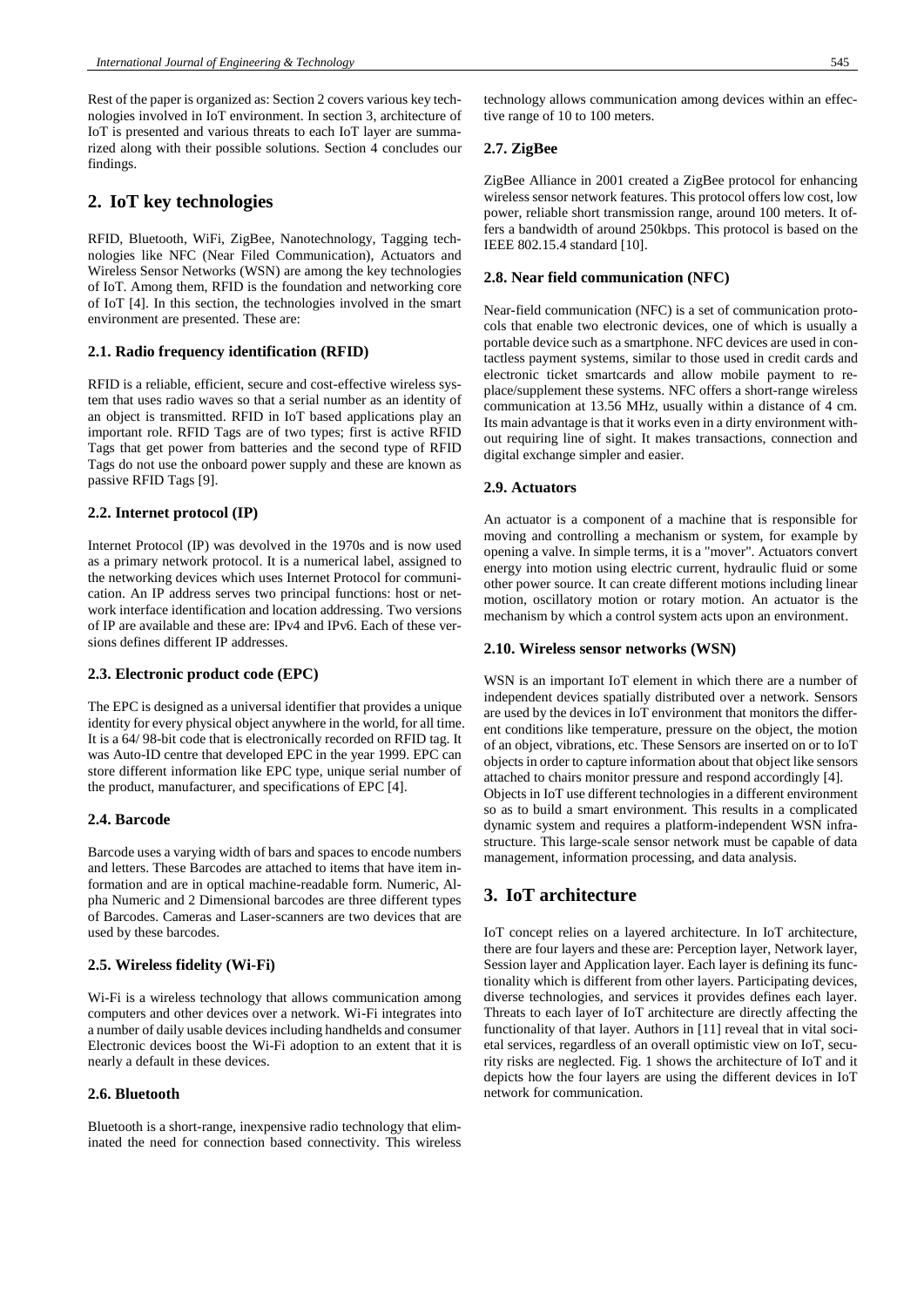Rest of the paper is organized as: Section 2 covers various key technologies involved in IoT environment. In section 3, architecture of IoT is presented and various threats to each IoT layer are summarized along with their possible solutions. Section 4 concludes our findings.

## 2. IoT key technologies

RFID, Bluetooth, WiFi, ZigBee, Nanotechnology, Tagging technologies like NFC (Near Filed Communication), Actuators and Wireless Sensor Networks (WSN) are among the key technologies of IoT. Among them, RFID is the foundation and networking core of IoT [4]. In this section, the technologies involved in the smart environment are presented. These are:

### 2.1. Radio frequency identification (RFID)

RFID is a reliable, efficient, secure and cost-effective wireless system that uses radio waves so that a serial number as an identity of an object is transmitted. RFID in IoT based applications play an important role. RFID Tags are of two types; first is active RFID Tags that get power from batteries and the second type of RFID Tags do not use the onboard power supply and these are known as passive RFID Tags [9].

### 2.2. Internet protocol (IP)

Internet Protocol (IP) was devolved in the 1970s and is now used as a primary network protocol. It is a numerical label, assigned to the networking devices which uses Internet Protocol for communication. An IP address serves two principal functions: host or network interface identification and location addressing. Two versions of IP are available and these are: IPv4 and IPv6. Each of these versions defines different IP addresses.

### 2.3. Electronic product code (EPC)

The EPC is designed as a universal identifier that provides a unique identity for every physical object anywhere in the world, for all time. It is a 64/ 98-bit code that is electronically recorded on RFID tag. It was Auto-ID centre that developed EPC in the year 1999. EPC can store different information like EPC type, unique serial number of the product, manufacturer, and specifications of EPC [4].

### 2.4. Barcode

Barcode uses a varying width of bars and spaces to encode numbers and letters. These Barcodes are attached to items that have item information and are in optical machine-readable form. Numeric, Alpha Numeric and 2 Dimensional barcodes are three different types of Barcodes. Cameras and Laser-scanners are two devices that are used by these barcodes.

### 2.5. Wireless fidelity (Wi-Fi)

Wi-Fi is a wireless technology that allows communication among computers and other devices over a network. Wi-Fi integrates into a number of daily usable devices including handhelds and consumer Electronic devices boost the Wi-Fi adoption to an extent that it is nearly a default in these devices.

### 2.6. Bluetooth

Bluetooth is a short-range, inexpensive radio technology that eliminated the need for connection based connectivity. This wireless technology allows communication among devices within an effective range of 10 to 100 meters.

### 2.7. ZigBee

ZigBee Alliance in 2001 created a ZigBee protocol for enhancing wireless sensor network features. This protocol offers low cost, low power, reliable short transmission range, around 100 meters. It offers a bandwidth of around 250kbps. This protocol is based on the IEEE 802.15.4 standard [10].

### 2.8. Near field communication (NFC)

Near-field communication (NFC) is a set of communication protocols that enable two electronic devices, one of which is usually a portable device such as a smartphone. NFC devices are used in contactless payment systems, similar to those used in credit cards and electronic ticket smartcards and allow mobile payment to replace/supplement these systems. NFC offers a short-range wireless communication at 13.56 MHz, usually within a distance of 4 cm. Its main advantage is that it works even in a dirty environment without requiring line of sight. It makes transactions, connection and digital exchange simpler and easier.

### 2.9. Actuators

An actuator is a component of a machine that is responsible for moving and controlling a mechanism or system, for example by opening a valve. In simple terms, it is a "mover". Actuators convert energy into motion using electric current, hydraulic fluid or some other power source. It can create different motions including linear motion, oscillatory motion or rotary motion. An actuator is the mechanism by which a control system acts upon an environment.

### 2.10. Wireless sensor networks (WSN)

WSN is an important IoT element in which there are a number of independent devices spatially distributed over a network. Sensors are used by the devices in IoT environment that monitors the different conditions like temperature, pressure on the object, the motion of an object, vibrations, etc. These Sensors are inserted on or to IoT objects in order to capture information about that object like sensors attached to chairs monitor pressure and respond accordingly [4].

Objects in IoT use different technologies in a different environment so as to build a smart environment. This results in a complicated dynamic system and requires a platform-independent WSN infrastructure. This large-scale sensor network must be capable of data management, information processing, and data analysis.

## 3. IoT architecture

IoT concept relies on a layered architecture. In IoT architecture, there are four layers and these are: Perception layer, Network layer, Session layer and Application layer. Each layer is defining its functionality which is different from other layers. Participating devices, diverse technologies, and services it provides defines each layer. Threats to each layer of IoT architecture are directly affecting the functionality of that layer. Authors in [11] reveal that in vital societal services, regardless of an overall optimistic view on IoT, security risks are neglected. Fig. 1 shows the architecture of IoT and it depicts how the four layers are using the different devices in IoT network for communication.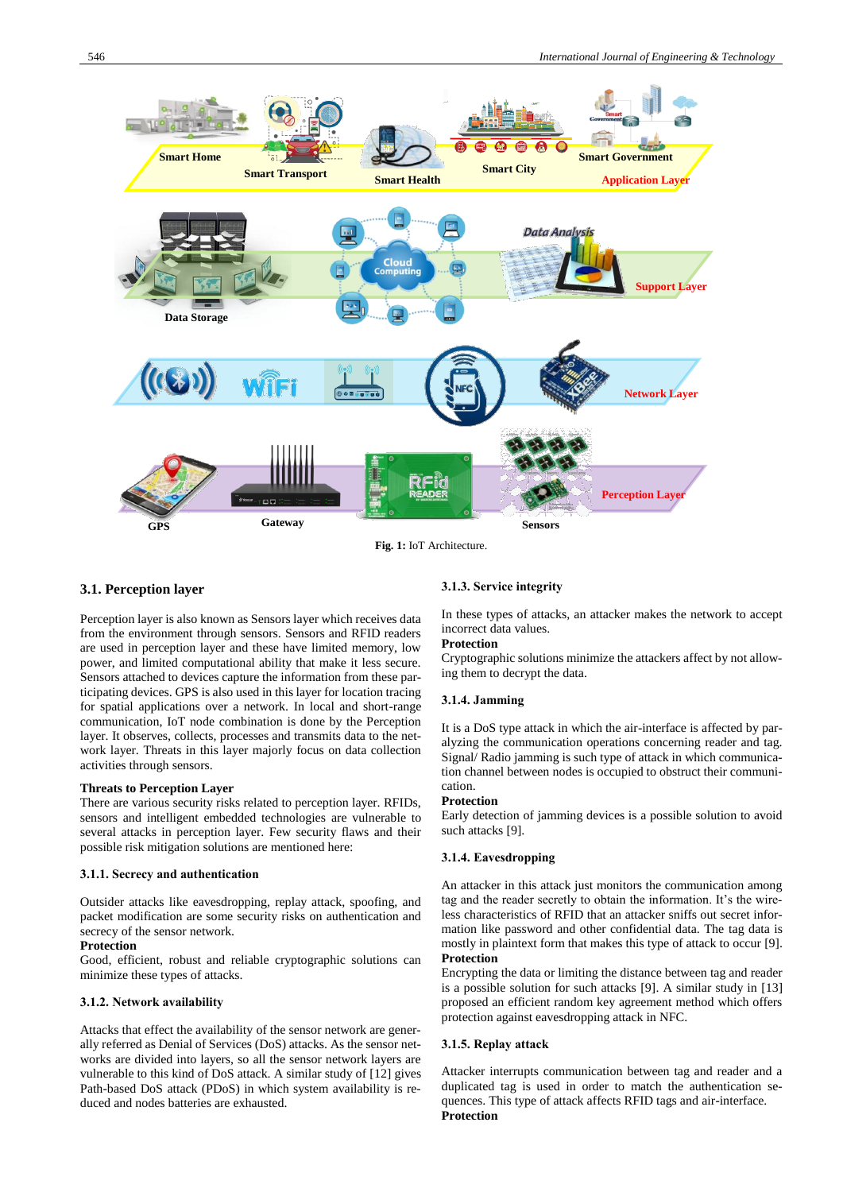Fig. 1: IoT Architecture.

### 3.1. Perception layer

Perception layer is also known as Sensors layer which receives data from the environment through sensors. Sensors and RFID readers are used in perception layer and these have limited memory, low power, and limited computational ability that make it less secure. Sensors attached to devices capture the information from these participating devices. GPS is also used in this layer for location tracing for spatial applications over a network. In local and short-range communication, IoT node combination is done by the Perception layer. It observes, collects, processes and transmits data to the network layer. Threats in this layer majorly focus on data collection activities through sensors.

**Threats to Perception Layer**

There are various security risks related to perception layer. RFIDs, sensors and intelligent embedded technologies are vulnerable to several attacks in perception layer. Few security flaws and their possible risk mitigation solutions are mentioned here:

#### 3.1.1. Secrecy and authentication

Outsider attacks like eavesdropping, replay attack, spoofing, and packet modification are some security risks on authentication and secrecy of the sensor network.

**Protection**

Good, efficient, robust and reliable cryptographic solutions can minimize these types of attacks.

#### 3.1.2. Network availability

Attacks that effect the availability of the sensor network are generally referred as Denial of Services (DoS) attacks. As the sensor networks are divided into layers, so all the sensor network layers are vulnerable to this kind of DoS attack. A similar study of [12] gives Path-based DoS attack (PDoS) in which system availability is reduced and nodes batteries are exhausted.

#### 3.1.3. Service integrity

In these types of attacks, an attacker makes the network to accept incorrect data values.

**Protection**

Cryptographic solutions minimize the attackers affect by not allowing them to decrypt the data.

#### 3.1.4. Jamming

It is a DoS type attack in which the air-interface is affected by paralyzing the communication operations concerning reader and tag. Signal/ Radio jamming is such type of attack in which communication channel between nodes is occupied to obstruct their communication.

**Protection**

Early detection of jamming devices is a possible solution to avoid such attacks [9].

#### 3.1.4. Eavesdropping

An attacker in this attack just monitors the communication among tag and the reader secretly to obtain the information. It's the wireless characteristics of RFID that an attacker sniffs out secret information like password and other confidential data. The tag data is mostly in plaintext form that makes this type of attack to occur [9].

**Protection**

Encrypting the data or limiting the distance between tag and reader is a possible solution for such attacks [9]. A similar study in [13] proposed an efficient random key agreement method which offers protection against eavesdropping attack in NFC.

#### 3.1.5. Replay attack

Attacker interrupts communication between tag and reader and a duplicated tag is used in order to match the authentication sequences. This type of attack affects RFID tags and air-interface.

**Protection**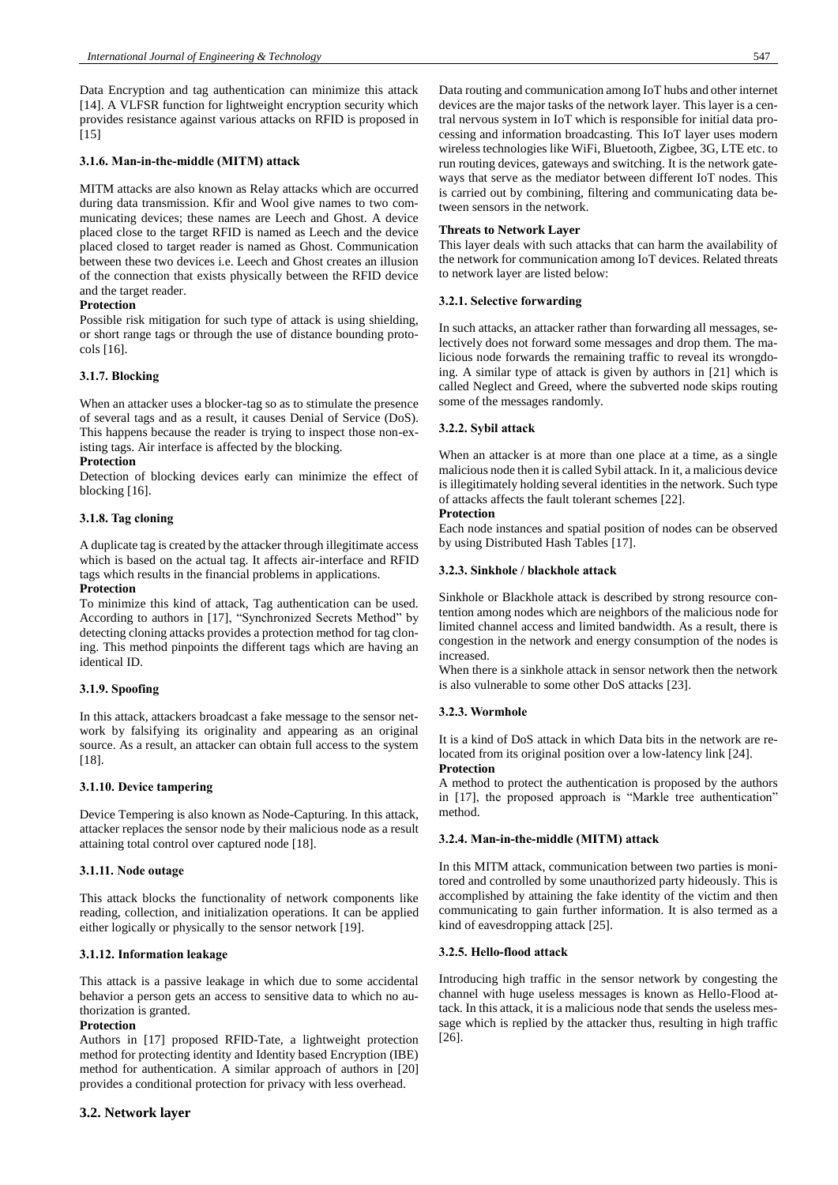Data Encryption and tag authentication can minimize this attack [14]. A VLFSR function for lightweight encryption security which provides resistance against various attacks on RFID is proposed in [15]

### 3.1.6. Man-in-the-middle (MITM) attack

MITM attacks are also known as Relay attacks which are occurred during data transmission. Kfir and Wool give names to two communicating devices; these names are Leech and Ghost. A device placed close to the target RFID is named as Leech and the device placed closed to target reader is named as Ghost. Communication between these two devices i.e. Leech and Ghost creates an illusion of the connection that exists physically between the RFID device and the target reader.

**Protection**

Possible risk mitigation for such type of attack is using shielding, or short range tags or through the use of distance bounding protocols [16].

### 3.1.7. Blocking

When an attacker uses a blocker-tag so as to stimulate the presence of several tags and as a result, it causes Denial of Service (DoS). This happens because the reader is trying to inspect those non-existing tags. Air interface is affected by the blocking.

**Protection**

Detection of blocking devices early can minimize the effect of blocking [16].

### 3.1.8. Tag cloning

A duplicate tag is created by the attacker through illegitimate access which is based on the actual tag. It affects air-interface and RFID tags which results in the financial problems in applications.

**Protection**

To minimize this kind of attack, Tag authentication can be used. According to authors in [17], "Synchronized Secrets Method" by detecting cloning attacks provides a protection method for tag cloning. This method pinpoints the different tags which are having an identical ID.

### 3.1.9. Spoofing

In this attack, attackers broadcast a fake message to the sensor network by falsifying its originality and appearing as an original source. As a result, an attacker can obtain full access to the system [18].

### 3.1.10. Device tampering

Device Tempering is also known as Node-Capturing. In this attack, attacker replaces the sensor node by their malicious node as a result attaining total control over captured node [18].

### 3.1.11. Node outage

This attack blocks the functionality of network components like reading, collection, and initialization operations. It can be applied either logically or physically to the sensor network [19].

### 3.1.12. Information leakage

This attack is a passive leakage in which due to some accidental behavior a person gets an access to sensitive data to which no authorization is granted.

**Protection**

Authors in [17] proposed RFID-Tate, a lightweight protection method for protecting identity and Identity based Encryption (IBE) method for authentication. A similar approach of authors in [20] provides a conditional protection for privacy with less overhead.

## 3.2. Network layer

Data routing and communication among IoT hubs and other internet devices are the major tasks of the network layer. This layer is a central nervous system in IoT which is responsible for initial data processing and information broadcasting. This IoT layer uses modern wireless technologies like WiFi, Bluetooth, Zigbee, 3G, LTE etc. to run routing devices, gateways and switching. It is the network gateways that serve as the mediator between different IoT nodes. This is carried out by combining, filtering and communicating data between sensors in the network.

**Threats to Network Layer**

This layer deals with such attacks that can harm the availability of the network for communication among IoT devices. Related threats to network layer are listed below:

### 3.2.1. Selective forwarding

In such attacks, an attacker rather than forwarding all messages, selectively does not forward some messages and drop them. The malicious node forwards the remaining traffic to reveal its wrongdoing. A similar type of attack is given by authors in [21] which is called Neglect and Greed, where the subverted node skips routing some of the messages randomly.

### 3.2.2. Sybil attack

When an attacker is at more than one place at a time, as a single malicious node then it is called Sybil attack. In it, a malicious device is illegitimately holding several identities in the network. Such type of attacks affects the fault tolerant schemes [22].

**Protection**

Each node instances and spatial position of nodes can be observed by using Distributed Hash Tables [17].

### 3.2.3. Sinkhole / blackhole attack

Sinkhole or Blackhole attack is described by strong resource contention among nodes which are neighbors of the malicious node for limited channel access and limited bandwidth. As a result, there is congestion in the network and energy consumption of the nodes is increased.

When there is a sinkhole attack in sensor network then the network is also vulnerable to some other DoS attacks [23].

### 3.2.3. Wormhole

It is a kind of DoS attack in which Data bits in the network are relocated from its original position over a low-latency link [24].

**Protection**

A method to protect the authentication is proposed by the authors in [17], the proposed approach is "Markle tree authentication" method.

### 3.2.4. Man-in-the-middle (MITM) attack

In this MITM attack, communication between two parties is monitored and controlled by some unauthorized party hideously. This is accomplished by attaining the fake identity of the victim and then communicating to gain further information. It is also termed as a kind of eavesdropping attack [25].

### 3.2.5. Hello-flood attack

Introducing high traffic in the sensor network by congesting the channel with huge useless messages is known as Hello-Flood attack. In this attack, it is a malicious node that sends the useless message which is replied by the attacker thus, resulting in high traffic [26].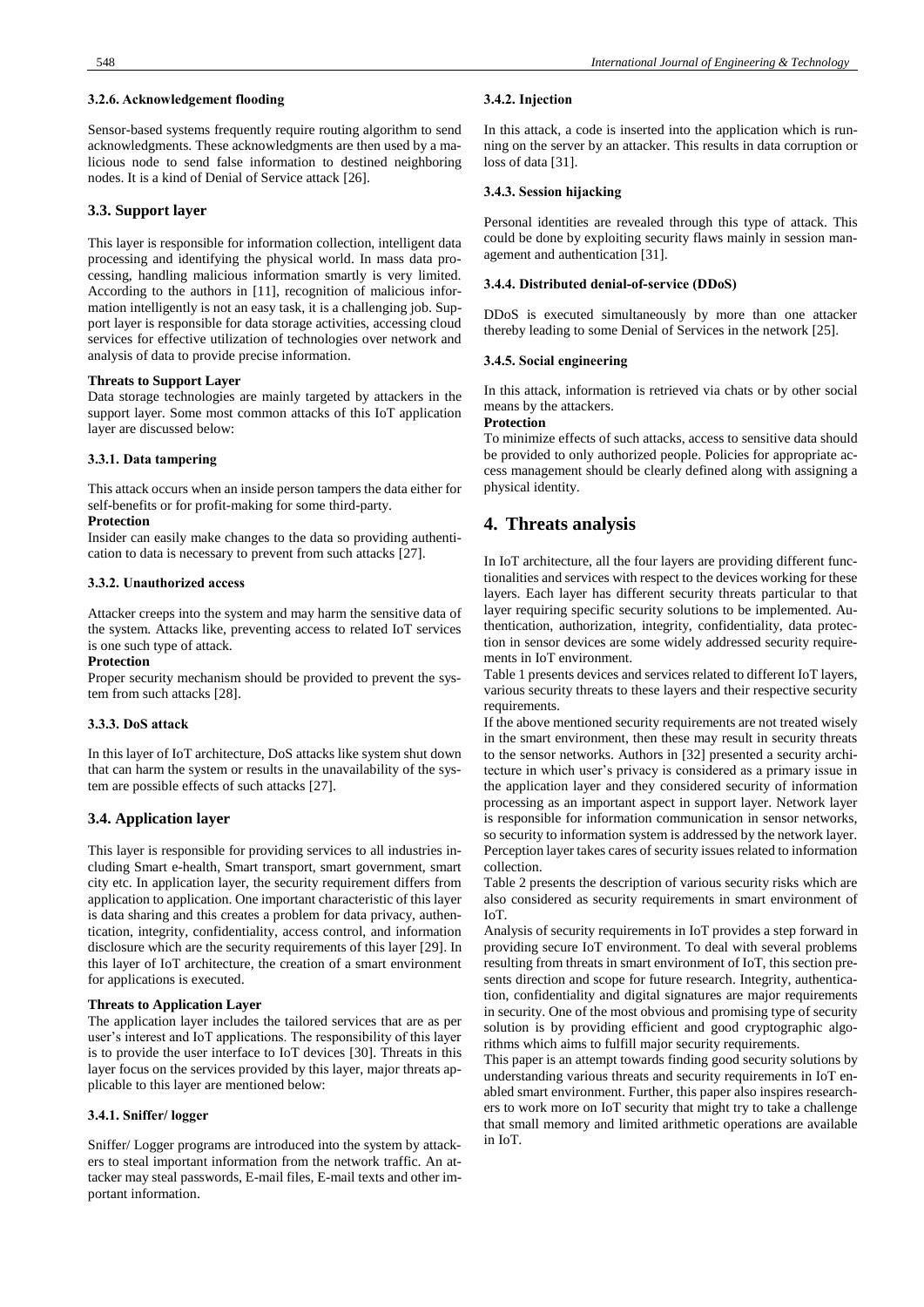#### 3.2.6. Acknowledgement flooding

Sensor-based systems frequently require routing algorithm to send acknowledgments. These acknowledgments are then used by a malicious node to send false information to destined neighboring nodes. It is a kind of Denial of Service attack [26].

### 3.3. Support layer

This layer is responsible for information collection, intelligent data processing and identifying the physical world. In mass data processing, handling malicious information smartly is very limited. According to the authors in [11], recognition of malicious information intelligently is not an easy task, it is a challenging job. Support layer is responsible for data storage activities, accessing cloud services for effective utilization of technologies over network and analysis of data to provide precise information.

**Threats to Support Layer**

Data storage technologies are mainly targeted by attackers in the support layer. Some most common attacks of this IoT application layer are discussed below:

#### 3.3.1. Data tampering

This attack occurs when an inside person tampers the data either for self-benefits or for profit-making for some third-party.

**Protection**

Insider can easily make changes to the data so providing authentication to data is necessary to prevent from such attacks [27].

#### 3.3.2. Unauthorized access

Attacker creeps into the system and may harm the sensitive data of the system. Attacks like, preventing access to related IoT services is one such type of attack.

**Protection**

Proper security mechanism should be provided to prevent the system from such attacks [28].

#### 3.3.3. DoS attack

In this layer of IoT architecture, DoS attacks like system shut down that can harm the system or results in the unavailability of the system are possible effects of such attacks [27].

### 3.4. Application layer

This layer is responsible for providing services to all industries including Smart e-health, Smart transport, smart government, smart city etc. In application layer, the security requirement differs from application to application. One important characteristic of this layer is data sharing and this creates a problem for data privacy, authentication, integrity, confidentiality, access control, and information disclosure which are the security requirements of this layer [29]. In this layer of IoT architecture, the creation of a smart environment for applications is executed.

**Threats to Application Layer**

The application layer includes the tailored services that are as per user's interest and IoT applications. The responsibility of this layer is to provide the user interface to IoT devices [30]. Threats in this layer focus on the services provided by this layer, major threats applicable to this layer are mentioned below:

#### 3.4.1. Sniffer/ logger

Sniffer/ Logger programs are introduced into the system by attackers to steal important information from the network traffic. An attacker may steal passwords, E-mail files, E-mail texts and other important information.

#### 3.4.2. Injection

In this attack, a code is inserted into the application which is running on the server by an attacker. This results in data corruption or loss of data [31].

#### 3.4.3. Session hijacking

Personal identities are revealed through this type of attack. This could be done by exploiting security flaws mainly in session management and authentication [31].

#### 3.4.4. Distributed denial-of-service (DDoS)

DDoS is executed simultaneously by more than one attacker thereby leading to some Denial of Services in the network [25].

#### 3.4.5. Social engineering

In this attack, information is retrieved via chats or by other social means by the attackers.

**Protection**

To minimize effects of such attacks, access to sensitive data should be provided to only authorized people. Policies for appropriate access management should be clearly defined along with assigning a physical identity.

## 4. Threats analysis

In IoT architecture, all the four layers are providing different functionalities and services with respect to the devices working for these layers. Each layer has different security threats particular to that layer requiring specific security solutions to be implemented. Authentication, authorization, integrity, confidentiality, data protection in sensor devices are some widely addressed security requirements in IoT environment.

Table 1 presents devices and services related to different IoT layers, various security threats to these layers and their respective security requirements.

If the above mentioned security requirements are not treated wisely in the smart environment, then these may result in security threats to the sensor networks. Authors in [32] presented a security architecture in which user's privacy is considered as a primary issue in the application layer and they considered security of information processing as an important aspect in support layer. Network layer is responsible for information communication in sensor networks, so security to information system is addressed by the network layer. Perception layer takes cares of security issues related to information collection.

Table 2 presents the description of various security risks which are also considered as security requirements in smart environment of IoT.

Analysis of security requirements in IoT provides a step forward in providing secure IoT environment. To deal with several problems resulting from threats in smart environment of IoT, this section presents direction and scope for future research. Integrity, authentication, confidentiality and digital signatures are major requirements in security. One of the most obvious and promising type of security solution is by providing efficient and good cryptographic algorithms which aims to fulfill major security requirements.

This paper is an attempt towards finding good security solutions by understanding various threats and security requirements in IoT enabled smart environment. Further, this paper also inspires researchers to work more on IoT security that might try to take a challenge that small memory and limited arithmetic operations are available in IoT.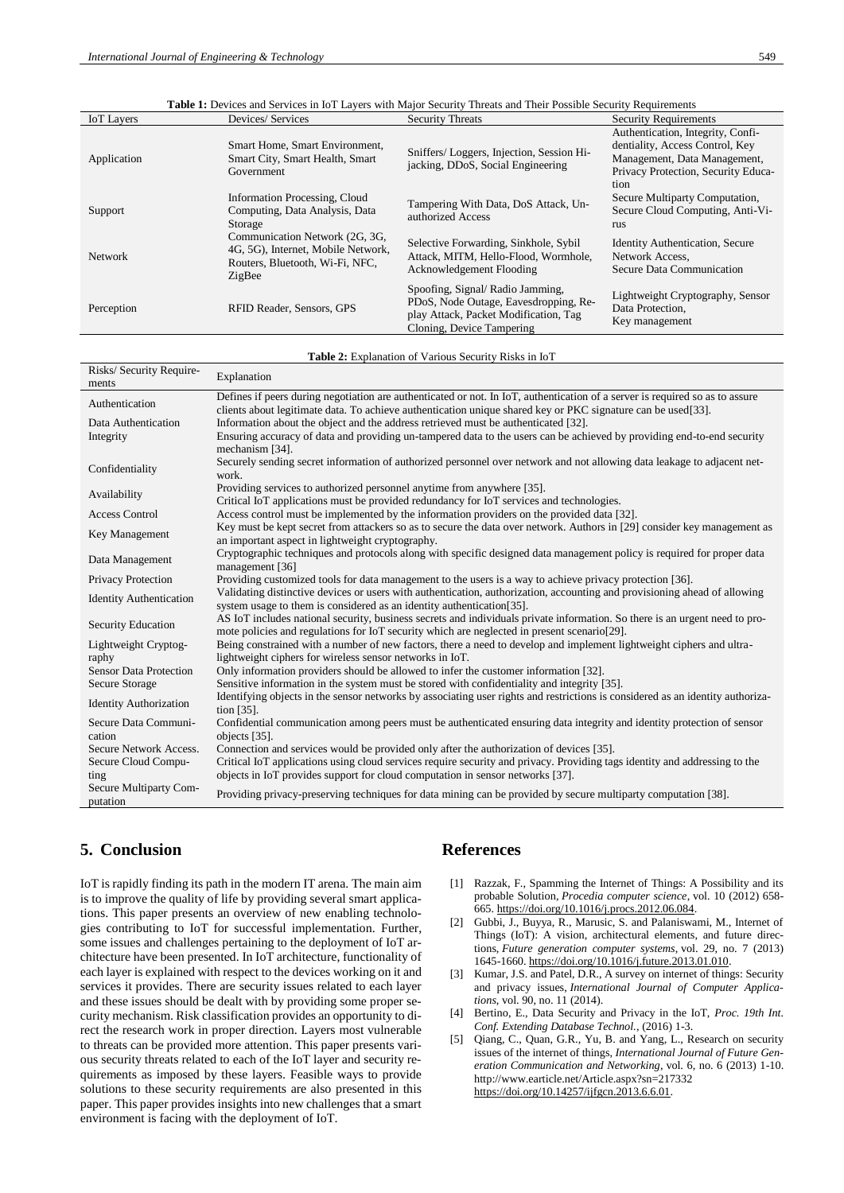**Table 1:** Devices and Services in IoT Layers with Major Security Threats and Their Possible Security Requirements

| IoT Layers | Devices/ Services | Security Threats | Security Requirements |
|---|---|---|---|
| Application | Smart Home, Smart Environment, Smart City, Smart Health, Smart Government | Sniffers/ Loggers, Injection, Session Hijacking, DDoS, Social Engineering | Authentication, Integrity, Confidentiality, Access Control, Key Management, Data Management, Privacy Protection, Security Education |
| Support | Information Processing, Cloud Computing, Data Analysis, Data Storage | Tampering With Data, DoS Attack, Unauthorized Access | Secure Multiparty Computation, Secure Cloud Computing, Anti-Virus |
| Network | Communication Network (2G, 3G, 4G, 5G), Internet, Mobile Network, Routers, Bluetooth, Wi-Fi, NFC, ZigBee | Selective Forwarding, Sinkhole, Sybil Attack, MITM, Hello-Flood, Wormhole, Acknowledgement Flooding | Identity Authentication, Secure Network Access, Secure Data Communication |
| Perception | RFID Reader, Sensors, GPS | Spoofing, Signal/ Radio Jamming, PDoS, Node Outage, Eavesdropping, Replay Attack, Packet Modification, Tag Cloning, Device Tampering | Lightweight Cryptography, Sensor Data Protection, Key management |

**Table 2:** Explanation of Various Security Risks in IoT

| Risks/ Security Requirements | Explanation |
|---|---|
| Authentication | Defines if peers during negotiation are authenticated or not. In IoT, authentication of a server is required so as to assure clients about legitimate data. To achieve authentication unique shared key or PKC signature can be used[33]. |
| Data Authentication | Information about the object and the address retrieved must be authenticated [32]. |
| Integrity | Ensuring accuracy of data and providing un-tampered data to the users can be achieved by providing end-to-end security mechanism [34]. |
| Confidentiality | Securely sending secret information of authorized personnel over network and not allowing data leakage to adjacent network. |
| Availability | Providing services to authorized personnel anytime from anywhere [35]. Critical IoT applications must be provided redundancy for IoT services and technologies. |
| Access Control | Access control must be implemented by the information providers on the provided data [32]. |
| Key Management | Key must be kept secret from attackers so as to secure the data over network. Authors in [29] consider key management as an important aspect in lightweight cryptography. |
| Data Management | Cryptographic techniques and protocols along with specific designed data management policy is required for proper data management [36] |
| Privacy Protection | Providing customized tools for data management to the users is a way to achieve privacy protection [36]. |
| Identity Authentication | Validating distinctive devices or users with authentication, authorization, accounting and provisioning ahead of allowing system usage to them is considered as an identity authentication[35]. |
| Security Education | AS IoT includes national security, business secrets and individuals private information. So there is an urgent need to promote policies and regulations for IoT security which are neglected in present scenario[29]. |
| Lightweight Cryptography | Being constrained with a number of new factors, there a need to develop and implement lightweight ciphers and ultra-lightweight ciphers for wireless sensor networks in IoT. |
| Sensor Data Protection | Only information providers should be allowed to infer the customer information [32]. |
| Secure Storage | Sensitive information in the system must be stored with confidentiality and integrity [35]. |
| Identity Authorization | Identifying objects in the sensor networks by associating user rights and restrictions is considered as an identity authorization [35]. |
| Secure Data Communication | Confidential communication among peers must be authenticated ensuring data integrity and identity protection of sensor objects [35]. |
| Secure Network Access. | Connection and services would be provided only after the authorization of devices [35]. |
| Secure Cloud Computing | Critical IoT applications using cloud services require security and privacy. Providing tags identity and addressing to the objects in IoT provides support for cloud computation in sensor networks [37]. |
| Secure Multiparty Computation | Providing privacy-preserving techniques for data mining can be provided by secure multiparty computation [38]. |

## 5. Conclusion

IoT is rapidly finding its path in the modern IT arena. The main aim is to improve the quality of life by providing several smart applications. This paper presents an overview of new enabling technologies contributing to IoT for successful implementation. Further, some issues and challenges pertaining to the deployment of IoT architecture have been presented. In IoT architecture, functionality of each layer is explained with respect to the devices working on it and services it provides. There are security issues related to each layer and these issues should be dealt with by providing some proper security mechanism. Risk classification provides an opportunity to direct the research work in proper direction. Layers most vulnerable to threats can be provided more attention. This paper presents various security threats related to each of the IoT layer and security requirements as imposed by these layers. Feasible ways to provide solutions to these security requirements are also presented in this paper. This paper provides insights into new challenges that a smart environment is facing with the deployment of IoT.

## References

[1] Razzak, F., Spamming the Internet of Things: A Possibility and its probable Solution, *Procedia computer science*, vol. 10 (2012) 658-665. https://doi.org/10.1016/j.procs.2012.06.084.

[2] Gubbi, J., Buyya, R., Marusic, S. and Palaniswami, M., Internet of Things (IoT): A vision, architectural elements, and future directions, *Future generation computer systems*, vol. 29, no. 7 (2013) 1645-1660. https://doi.org/10.1016/j.future.2013.01.010.

[3] Kumar, J.S. and Patel, D.R., A survey on internet of things: Security and privacy issues, *International Journal of Computer Applications*, vol. 90, no. 11 (2014).

[4] Bertino, E., Data Security and Privacy in the IoT, *Proc. 19th Int. Conf. Extending Database Technol.*, (2016) 1-3.

[5] Qiang, C., Quan, G.R., Yu, B. and Yang, L., Research on security issues of the internet of things, *International Journal of Future Generation Communication and Networking*, vol. 6, no. 6 (2013) 1-10. http://www.earticle.net/Article.aspx?sn=217332 https://doi.org/10.14257/ijfgcn.2013.6.6.01.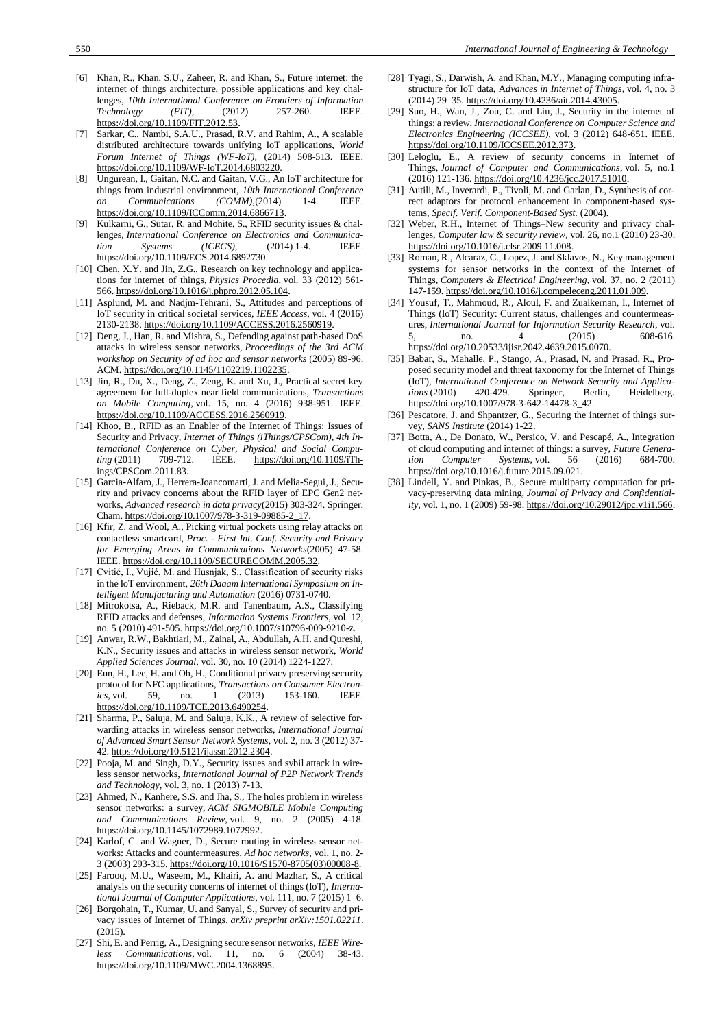[6] Khan, R., Khan, S.U., Zaheer, R. and Khan, S., Future internet: the internet of things architecture, possible applications and key challenges, *10th International Conference on Frontiers of Information Technology (FIT)*, (2012) 257-260. IEEE. https://doi.org/10.1109/FIT.2012.53.

[7] Sarkar, C., Nambi, S.A.U., Prasad, R.V. and Rahim, A., A scalable distributed architecture towards unifying IoT applications, *World Forum Internet of Things (WF-IoT)*, (2014) 508-513. IEEE. https://doi.org/10.1109/WF-IoT.2014.6803220.

[8] Ungurean, I., Gaitan, N.C. and Gaitan, V.G., An IoT architecture for things from industrial environment, *10th International Conference on Communications (COMM)*,(2014) 1-4. IEEE. https://doi.org/10.1109/ICComm.2014.6866713.

[9] Kulkarni, G., Sutar, R. and Mohite, S., RFID security issues & challenges, *International Conference on Electronics and Communication Systems (ICECS)*, (2014) 1-4. IEEE. https://doi.org/10.1109/ECS.2014.6892730.

[10] Chen, X.Y. and Jin, Z.G., Research on key technology and applications for internet of things, *Physics Procedia*, vol. 33 (2012) 561-566. https://doi.org/10.1016/j.phpro.2012.05.104.

[11] Asplund, M. and Nadjm-Tehrani, S., Attitudes and perceptions of IoT security in critical societal services, *IEEE Access*, vol. 4 (2016) 2130-2138. https://doi.org/10.1109/ACCESS.2016.2560919.

[12] Deng, J., Han, R. and Mishra, S., Defending against path-based DoS attacks in wireless sensor networks, *Proceedings of the 3rd ACM workshop on Security of ad hoc and sensor networks* (2005) 89-96. ACM. https://doi.org/10.1145/1102219.1102235.

[13] Jin, R., Du, X., Deng, Z., Zeng, K. and Xu, J., Practical secret key agreement for full-duplex near field communications, *Transactions on Mobile Computing*, vol. 15, no. 4 (2016) 938-951. IEEE. https://doi.org/10.1109/ACCESS.2016.2560919.

[14] Khoo, B., RFID as an Enabler of the Internet of Things: Issues of Security and Privacy, *Internet of Things (iThings/CPSCom), 4th International Conference on Cyber, Physical and Social Computing* (2011) 709-712. IEEE. https://doi.org/10.1109/iThings/CPSCom.2011.83.

[15] Garcia-Alfaro, J., Herrera-Joancomarti, J. and Melia-Segui, J., Security and privacy concerns about the RFID layer of EPC Gen2 networks, *Advanced research in data privacy*(2015) 303-324. Springer, Cham. https://doi.org/10.1007/978-3-319-09885-2_17.

[16] Kfir, Z. and Wool, A., Picking virtual pockets using relay attacks on contactless smartcard, *Proc. - First Int. Conf. Security and Privacy for Emerging Areas in Communications Networks*(2005) 47-58. IEEE. https://doi.org/10.1109/SECURECOMM.2005.32.

[17] Cvitić, I., Vujić, M. and Husnjak, S., Classification of security risks in the IoT environment, *26th Daaam International Symposium on Intelligent Manufacturing and Automation* (2016) 0731-0740.

[18] Mitrokotsa, A., Rieback, M.R. and Tanenbaum, A.S., Classifying RFID attacks and defenses, *Information Systems Frontiers*, vol. 12, no. 5 (2010) 491-505. https://doi.org/10.1007/s10796-009-9210-z.

[19] Anwar, R.W., Bakhtiari, M., Zainal, A., Abdullah, A.H. and Qureshi, K.N., Security issues and attacks in wireless sensor network, *World Applied Sciences Journal*, vol. 30, no. 10 (2014) 1224-1227.

[20] Eun, H., Lee, H. and Oh, H., Conditional privacy preserving security protocol for NFC applications, *Transactions on Consumer Electronics*, vol. 59, no. 1 (2013) 153-160. IEEE. https://doi.org/10.1109/TCE.2013.6490254.

[21] Sharma, P., Saluja, M. and Saluja, K.K., A review of selective forwarding attacks in wireless sensor networks, *International Journal of Advanced Smart Sensor Network Systems*, vol. 2, no. 3 (2012) 37-42. https://doi.org/10.5121/ijassn.2012.2304.

[22] Pooja, M. and Singh, D.Y., Security issues and sybil attack in wireless sensor networks, *International Journal of P2P Network Trends and Technology*, vol. 3, no. 1 (2013) 7-13.

[23] Ahmed, N., Kanhere, S.S. and Jha, S., The holes problem in wireless sensor networks: a survey, *ACM SIGMOBILE Mobile Computing and Communications Review*, vol. 9, no. 2 (2005) 4-18. https://doi.org/10.1145/1072989.1072992.

[24] Karlof, C. and Wagner, D., Secure routing in wireless sensor networks: Attacks and countermeasures, *Ad hoc networks*, vol. 1, no. 2-3 (2003) 293-315. https://doi.org/10.1016/S1570-8705(03)00008-8.

[25] Farooq, M.U., Waseem, M., Khairi, A. and Mazhar, S., A critical analysis on the security concerns of internet of things (IoT), *International Journal of Computer Applications*, vol. 111, no. 7 (2015) 1–6.

[26] Borgohain, T., Kumar, U. and Sanyal, S., Survey of security and privacy issues of Internet of Things. *arXiv preprint arXiv:1501.02211*. (2015).

[27] Shi, E. and Perrig, A., Designing secure sensor networks, *IEEE Wireless Communications*, vol. 11, no. 6 (2004) 38-43. https://doi.org/10.1109/MWC.2004.1368895.

[28] Tyagi, S., Darwish, A. and Khan, M.Y., Managing computing infrastructure for IoT data, *Advances in Internet of Things*, vol. 4, no. 3 (2014) 29–35. https://doi.org/10.4236/ait.2014.43005.

[29] Suo, H., Wan, J., Zou, C. and Liu, J., Security in the internet of things: a review, *International Conference on Computer Science and Electronics Engineering (ICCSEE)*, vol. 3 (2012) 648-651. IEEE. https://doi.org/10.1109/ICCSEE.2012.373.

[30] Leloglu, E., A review of security concerns in Internet of Things, *Journal of Computer and Communications*, vol. 5, no.1 (2016) 121-136. https://doi.org/10.4236/jcc.2017.51010.

[31] Autili, M., Inverardi, P., Tivoli, M. and Garlan, D., Synthesis of correct adaptors for protocol enhancement in component-based systems, *Specif. Verif. Component-Based Syst.* (2004).

[32] Weber, R.H., Internet of Things–New security and privacy challenges, *Computer law & security review*, vol. 26, no.1 (2010) 23-30. https://doi.org/10.1016/j.clsr.2009.11.008.

[33] Roman, R., Alcaraz, C., Lopez, J. and Sklavos, N., Key management systems for sensor networks in the context of the Internet of Things, *Computers & Electrical Engineering*, vol. 37, no. 2 (2011) 147-159. https://doi.org/10.1016/j.compeleceng.2011.01.009.

[34] Yousuf, T., Mahmoud, R., Aloul, F. and Zualkernan, I., Internet of Things (IoT) Security: Current status, challenges and countermeasures, *International Journal for Information Security Research*, vol. 5, no. 4 (2015) 608-616. https://doi.org/10.20533/ijisr.2042.4639.2015.0070.

[35] Babar, S., Mahalle, P., Stango, A., Prasad, N. and Prasad, R., Proposed security model and threat taxonomy for the Internet of Things (IoT), *International Conference on Network Security and Applications* (2010) 420-429. Springer, Berlin, Heidelberg. https://doi.org/10.1007/978-3-642-14478-3_42.

[36] Pescatore, J. and Shpantzer, G., Securing the internet of things survey, *SANS Institute* (2014) 1-22.

[37] Botta, A., De Donato, W., Persico, V. and Pescapé, A., Integration of cloud computing and internet of things: a survey, *Future Generation Computer Systems*, vol. 56 (2016) 684-700. https://doi.org/10.1016/j.future.2015.09.021.

[38] Lindell, Y. and Pinkas, B., Secure multiparty computation for privacy-preserving data mining, *Journal of Privacy and Confidentiality*, vol. 1, no. 1 (2009) 59-98. https://doi.org/10.29012/jpc.v1i1.566.